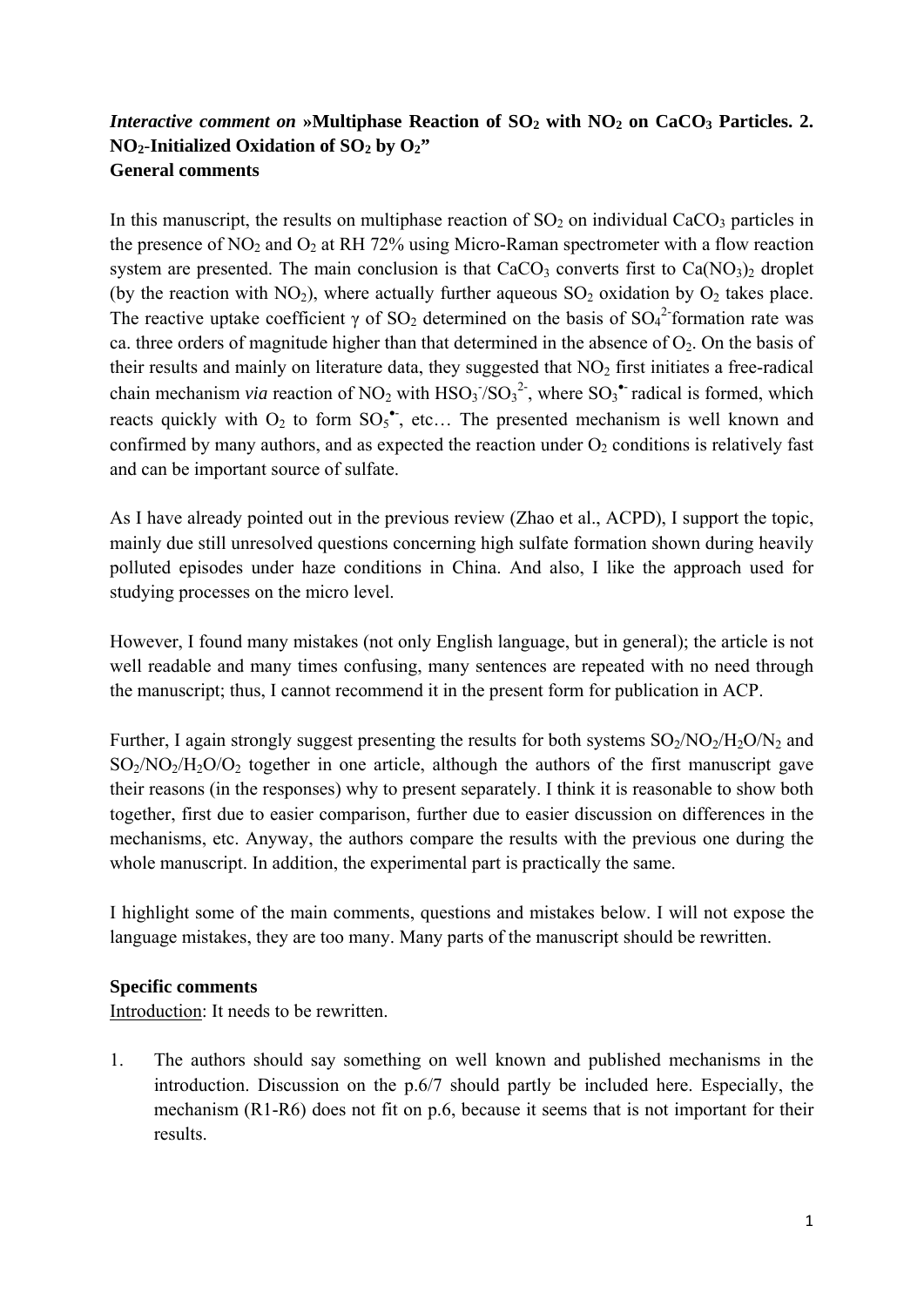***Interactive comment on* »Multiphase Reaction of $SO_2$ with $NO_2$ on $CaCO_3$ Particles. 2. $NO_2$-Initialized Oxidation of $SO_2$ by $O_2$"**
**General comments**

In this manuscript, the results on multiphase reaction of $SO_2$ on individual $CaCO_3$ particles in the presence of $NO_2$ and $O_2$ at RH 72% using Micro-Raman spectrometer with a flow reaction system are presented. The main conclusion is that $CaCO_3$ converts first to $Ca(NO_3)_2$ droplet (by the reaction with $NO_2$), where actually further aqueous $SO_2$ oxidation by $O_2$ takes place. The reactive uptake coefficient $\gamma$ of $SO_2$ determined on the basis of $SO_4^{2-}$ formation rate was ca. three orders of magnitude higher than that determined in the absence of $O_2$. On the basis of their results and mainly on literature data, they suggested that $NO_2$ first initiates a free-radical chain mechanism *via* reaction of $NO_2$ with $HSO_3^-/SO_3^{2-}$, where $SO_3^{\bullet-}$ radical is formed, which reacts quickly with $O_2$ to form $SO_5^{\bullet-}$, etc… The presented mechanism is well known and confirmed by many authors, and as expected the reaction under $O_2$ conditions is relatively fast and can be important source of sulfate.

As I have already pointed out in the previous review (Zhao et al., ACPD), I support the topic, mainly due still unresolved questions concerning high sulfate formation shown during heavily polluted episodes under haze conditions in China. And also, I like the approach used for studying processes on the micro level.

However, I found many mistakes (not only English language, but in general); the article is not well readable and many times confusing, many sentences are repeated with no need through the manuscript; thus, I cannot recommend it in the present form for publication in ACP.

Further, I again strongly suggest presenting the results for both systems $SO_2/NO_2/H_2O/N_2$ and $SO_2/NO_2/H_2O/O_2$ together in one article, although the authors of the first manuscript gave their reasons (in the responses) why to present separately. I think it is reasonable to show both together, first due to easier comparison, further due to easier discussion on differences in the mechanisms, etc. Anyway, the authors compare the results with the previous one during the whole manuscript. In addition, the experimental part is practically the same.

I highlight some of the main comments, questions and mistakes below. I will not expose the language mistakes, they are too many. Many parts of the manuscript should be rewritten.

**Specific comments**

<u>Introduction</u>: It needs to be rewritten.

1. The authors should say something on well known and published mechanisms in the introduction. Discussion on the p.6/7 should partly be included here. Especially, the mechanism (R1-R6) does not fit on p.6, because it seems that is not important for their results.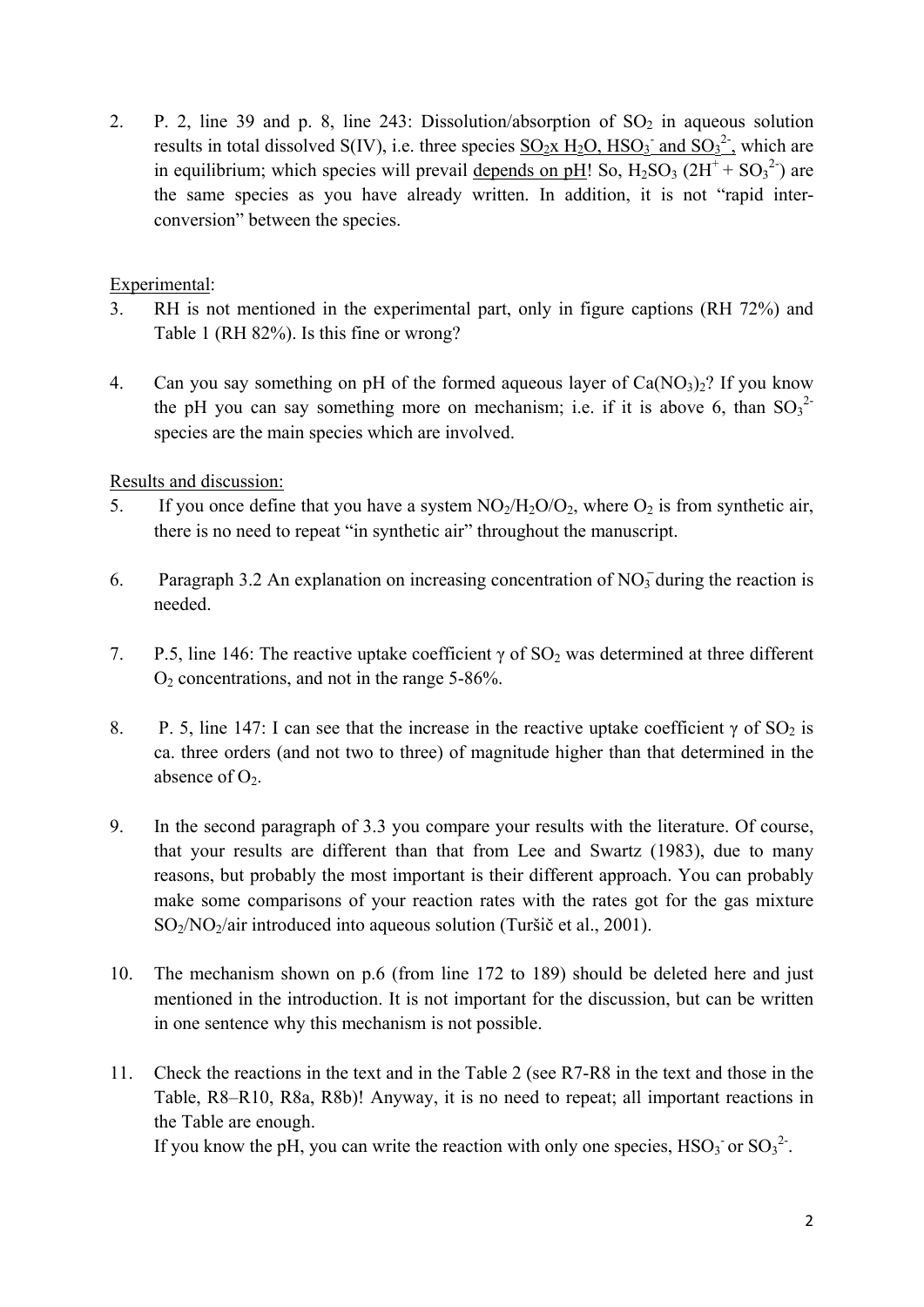2. P. 2, line 39 and p. 8, line 243: Dissolution/absorption of $SO_2$ in aqueous solution results in total dissolved S(IV), i.e. three species <u>$SO_2$x $H_2O$, $HSO_3^-$ and $SO_3^{2-}$,</u> which are in equilibrium; which species will prevail <u>depends on pH</u>! So, $H_2SO_3$ ($2H^+ + SO_3^{2-}$) are the same species as you have already written. In addition, it is not "rapid inter-conversion" between the species.

<u>Experimental</u>:

3. RH is not mentioned in the experimental part, only in figure captions (RH 72%) and Table 1 (RH 82%). Is this fine or wrong?

4. Can you say something on pH of the formed aqueous layer of $Ca(NO_3)_2$? If you know the pH you can say something more on mechanism; i.e. if it is above 6, than $SO_3^{2-}$ species are the main species which are involved.

<u>Results and discussion:</u>

5. If you once define that you have a system $NO_2/H_2O/O_2$, where $O_2$ is from synthetic air, there is no need to repeat "in synthetic air" throughout the manuscript.

6. Paragraph 3.2 An explanation on increasing concentration of $NO_3^-$ during the reaction is needed.

7. P.5, line 146: The reactive uptake coefficient $\gamma$ of $SO_2$ was determined at three different $O_2$ concentrations, and not in the range 5-86%.

8. P. 5, line 147: I can see that the increase in the reactive uptake coefficient $\gamma$ of $SO_2$ is ca. three orders (and not two to three) of magnitude higher than that determined in the absence of $O_2$.

9. In the second paragraph of 3.3 you compare your results with the literature. Of course, that your results are different than that from Lee and Swartz (1983), due to many reasons, but probably the most important is their different approach. You can probably make some comparisons of your reaction rates with the rates got for the gas mixture $SO_2/NO_2$/air introduced into aqueous solution (Turšič et al., 2001).

10. The mechanism shown on p.6 (from line 172 to 189) should be deleted here and just mentioned in the introduction. It is not important for the discussion, but can be written in one sentence why this mechanism is not possible.

11. Check the reactions in the text and in the Table 2 (see R7-R8 in the text and those in the Table, R8–R10, R8a, R8b)! Anyway, it is no need to repeat; all important reactions in the Table are enough.
    If you know the pH, you can write the reaction with only one species, $HSO_3^-$ or $SO_3^{2-}$.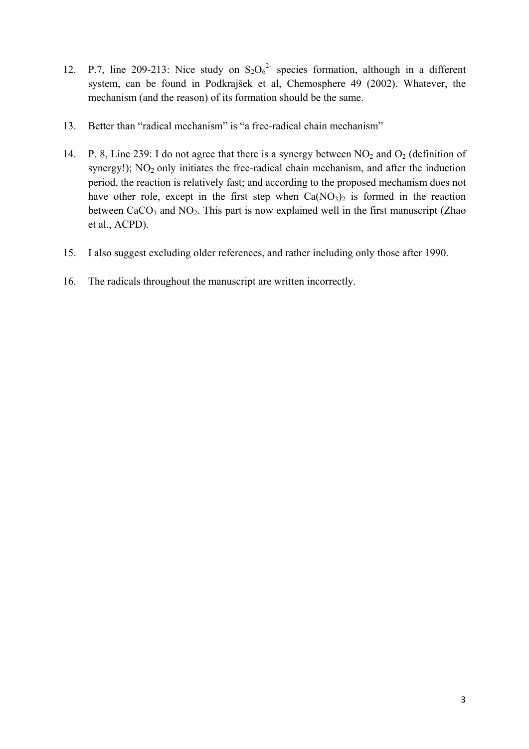12. P.7, line 209-213: Nice study on $S_2O_6^{2-}$ species formation, although in a different system, can be found in Podkrajšek et al, Chemosphere 49 (2002). Whatever, the mechanism (and the reason) of its formation should be the same.

13. Better than "radical mechanism" is "a free-radical chain mechanism"

14. P. 8, Line 239: I do not agree that there is a synergy between $NO_2$ and $O_2$ (definition of synergy!); $NO_2$ only initiates the free-radical chain mechanism, and after the induction period, the reaction is relatively fast; and according to the proposed mechanism does not have other role, except in the first step when $Ca(NO_3)_2$ is formed in the reaction between $CaCO_3$ and $NO_2$. This part is now explained well in the first manuscript (Zhao et al., ACPD).

15. I also suggest excluding older references, and rather including only those after 1990.

16. The radicals throughout the manuscript are written incorrectly.